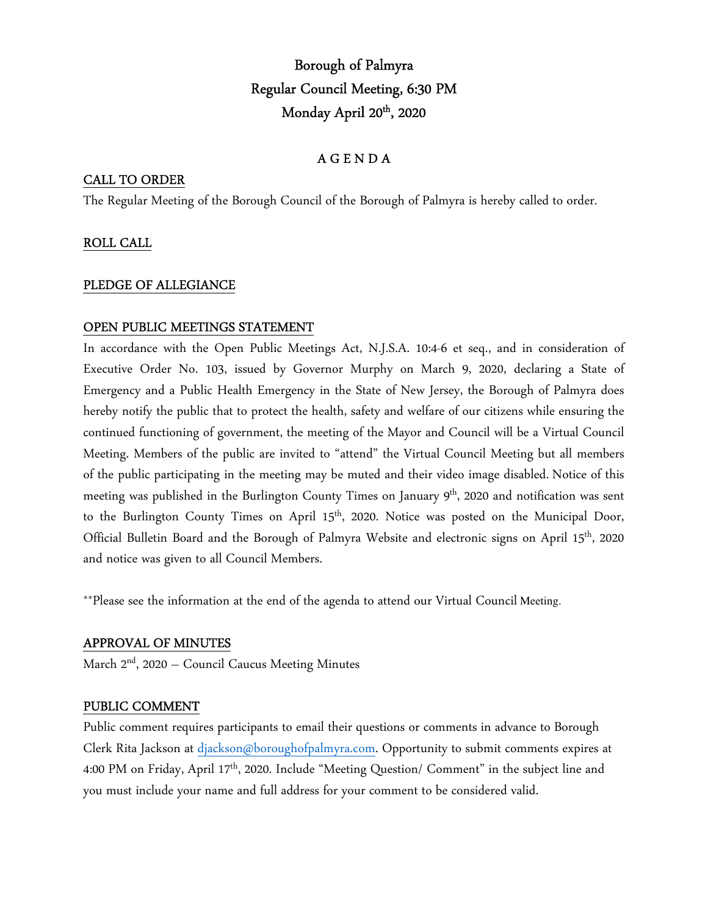# Borough of Palmyra
# Regular Council Meeting, 6:30 PM
# Monday April 20th, 2020

## A G E N D A

**CALL TO ORDER**

The Regular Meeting of the Borough Council of the Borough of Palmyra is hereby called to order.

**ROLL CALL**

**PLEDGE OF ALLEGIANCE**

**OPEN PUBLIC MEETINGS STATEMENT**

In accordance with the Open Public Meetings Act, N.J.S.A. 10:4-6 et seq., and in consideration of Executive Order No. 103, issued by Governor Murphy on March 9, 2020, declaring a State of Emergency and a Public Health Emergency in the State of New Jersey, the Borough of Palmyra does hereby notify the public that to protect the health, safety and welfare of our citizens while ensuring the continued functioning of government, the meeting of the Mayor and Council will be a Virtual Council Meeting. Members of the public are invited to "attend" the Virtual Council Meeting but all members of the public participating in the meeting may be muted and their video image disabled. Notice of this meeting was published in the Burlington County Times on January 9th, 2020 and notification was sent to the Burlington County Times on April 15th, 2020. Notice was posted on the Municipal Door, Official Bulletin Board and the Borough of Palmyra Website and electronic signs on April 15th, 2020 and notice was given to all Council Members.

**Please see the information at the end of the agenda to attend our Virtual Council Meeting.

**APPROVAL OF MINUTES**

March 2nd, 2020 – Council Caucus Meeting Minutes

**PUBLIC COMMENT**

Public comment requires participants to email their questions or comments in advance to Borough Clerk Rita Jackson at djackson@boroughofpalmyra.com. Opportunity to submit comments expires at 4:00 PM on Friday, April 17th, 2020. Include "Meeting Question/ Comment" in the subject line and you must include your name and full address for your comment to be considered valid.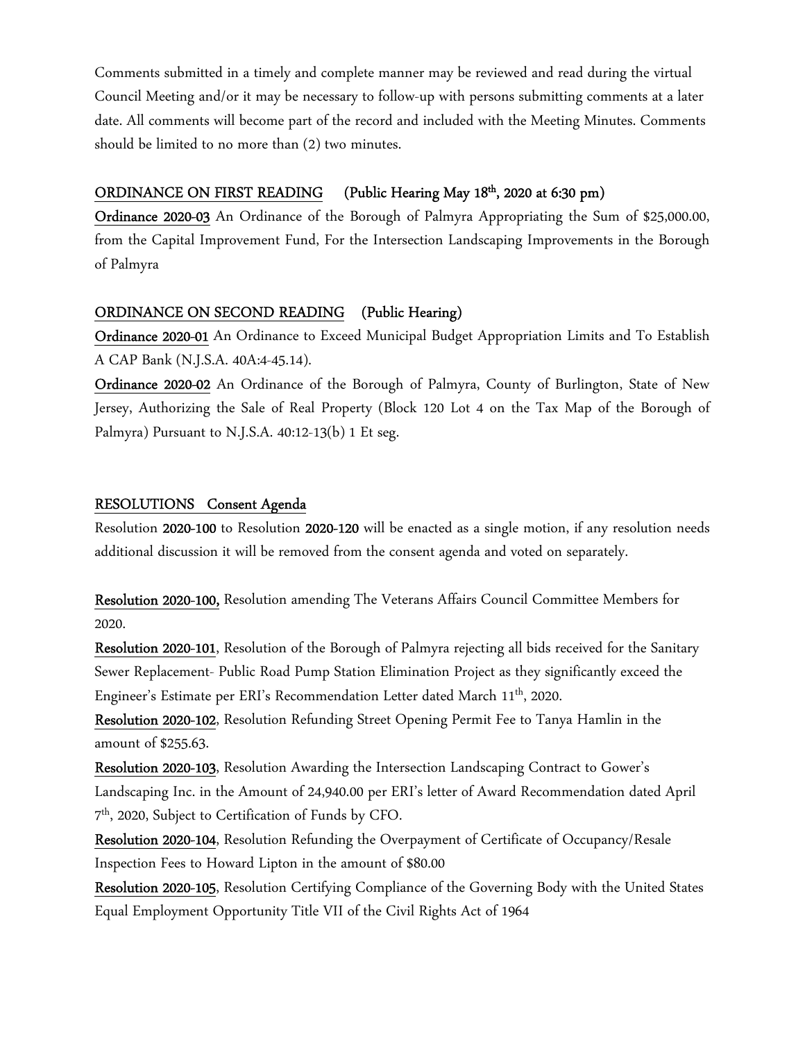Comments submitted in a timely and complete manner may be reviewed and read during the virtual Council Meeting and/or it may be necessary to follow-up with persons submitting comments at a later date. All comments will become part of the record and included with the Meeting Minutes. Comments should be limited to no more than (2) two minutes.

## ORDINANCE ON FIRST READING (Public Hearing May 18th, 2020 at 6:30 pm)

**Ordinance 2020-03** An Ordinance of the Borough of Palmyra Appropriating the Sum of $25,000.00, from the Capital Improvement Fund, For the Intersection Landscaping Improvements in the Borough of Palmyra

## ORDINANCE ON SECOND READING (Public Hearing)

**Ordinance 2020-01** An Ordinance to Exceed Municipal Budget Appropriation Limits and To Establish A CAP Bank (N.J.S.A. 40A:4-45.14).

**Ordinance 2020-02** An Ordinance of the Borough of Palmyra, County of Burlington, State of New Jersey, Authorizing the Sale of Real Property (Block 120 Lot 4 on the Tax Map of the Borough of Palmyra) Pursuant to N.J.S.A. 40:12-13(b) 1 Et seg.

## RESOLUTIONS Consent Agenda

Resolution **2020-100** to Resolution **2020-120** will be enacted as a single motion, if any resolution needs additional discussion it will be removed from the consent agenda and voted on separately.

**Resolution 2020-100,** Resolution amending The Veterans Affairs Council Committee Members for 2020.

**Resolution 2020-101**, Resolution of the Borough of Palmyra rejecting all bids received for the Sanitary Sewer Replacement- Public Road Pump Station Elimination Project as they significantly exceed the Engineer's Estimate per ERI's Recommendation Letter dated March 11th, 2020.

**Resolution 2020-102**, Resolution Refunding Street Opening Permit Fee to Tanya Hamlin in the amount of $255.63.

**Resolution 2020-103**, Resolution Awarding the Intersection Landscaping Contract to Gower's Landscaping Inc. in the Amount of 24,940.00 per ERI's letter of Award Recommendation dated April 7th, 2020, Subject to Certification of Funds by CFO.

**Resolution 2020-104**, Resolution Refunding the Overpayment of Certificate of Occupancy/Resale Inspection Fees to Howard Lipton in the amount of $80.00

**Resolution 2020-105**, Resolution Certifying Compliance of the Governing Body with the United States Equal Employment Opportunity Title VII of the Civil Rights Act of 1964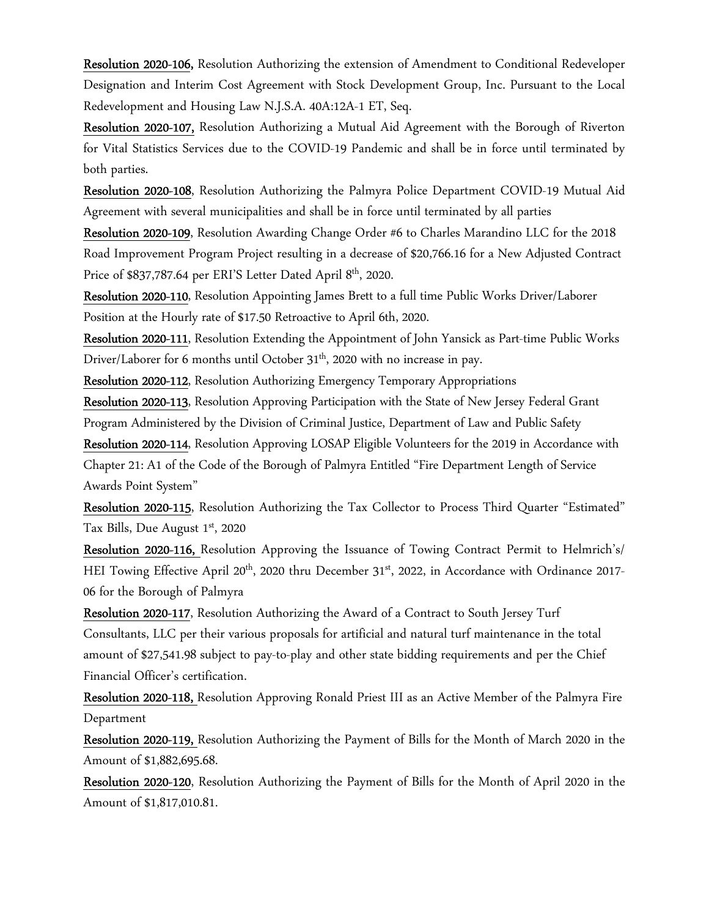**Resolution 2020-106,** Resolution Authorizing the extension of Amendment to Conditional Redeveloper Designation and Interim Cost Agreement with Stock Development Group, Inc. Pursuant to the Local Redevelopment and Housing Law N.J.S.A. 40A:12A-1 ET, Seq.

**Resolution 2020-107,** Resolution Authorizing a Mutual Aid Agreement with the Borough of Riverton for Vital Statistics Services due to the COVID-19 Pandemic and shall be in force until terminated by both parties.

**Resolution 2020-108**, Resolution Authorizing the Palmyra Police Department COVID-19 Mutual Aid Agreement with several municipalities and shall be in force until terminated by all parties

**Resolution 2020-109**, Resolution Awarding Change Order #6 to Charles Marandino LLC for the 2018 Road Improvement Program Project resulting in a decrease of $20,766.16 for a New Adjusted Contract Price of $837,787.64 per ERI'S Letter Dated April 8th, 2020.

**Resolution 2020-110**, Resolution Appointing James Brett to a full time Public Works Driver/Laborer Position at the Hourly rate of $17.50 Retroactive to April 6th, 2020.

**Resolution 2020-111**, Resolution Extending the Appointment of John Yansick as Part-time Public Works Driver/Laborer for 6 months until October 31th, 2020 with no increase in pay.

**Resolution 2020-112**, Resolution Authorizing Emergency Temporary Appropriations

**Resolution 2020-113**, Resolution Approving Participation with the State of New Jersey Federal Grant Program Administered by the Division of Criminal Justice, Department of Law and Public Safety

**Resolution 2020-114**, Resolution Approving LOSAP Eligible Volunteers for the 2019 in Accordance with Chapter 21: A1 of the Code of the Borough of Palmyra Entitled "Fire Department Length of Service Awards Point System"

**Resolution 2020-115**, Resolution Authorizing the Tax Collector to Process Third Quarter "Estimated" Tax Bills, Due August 1st, 2020

**Resolution 2020-116,** Resolution Approving the Issuance of Towing Contract Permit to Helmrich's/ HEI Towing Effective April 20th, 2020 thru December 31st, 2022, in Accordance with Ordinance 2017-06 for the Borough of Palmyra

**Resolution 2020-117**, Resolution Authorizing the Award of a Contract to South Jersey Turf Consultants, LLC per their various proposals for artificial and natural turf maintenance in the total amount of $27,541.98 subject to pay-to-play and other state bidding requirements and per the Chief Financial Officer's certification.

**Resolution 2020-118,** Resolution Approving Ronald Priest III as an Active Member of the Palmyra Fire Department

**Resolution 2020-119,** Resolution Authorizing the Payment of Bills for the Month of March 2020 in the Amount of $1,882,695.68.

**Resolution 2020-120**, Resolution Authorizing the Payment of Bills for the Month of April 2020 in the Amount of $1,817,010.81.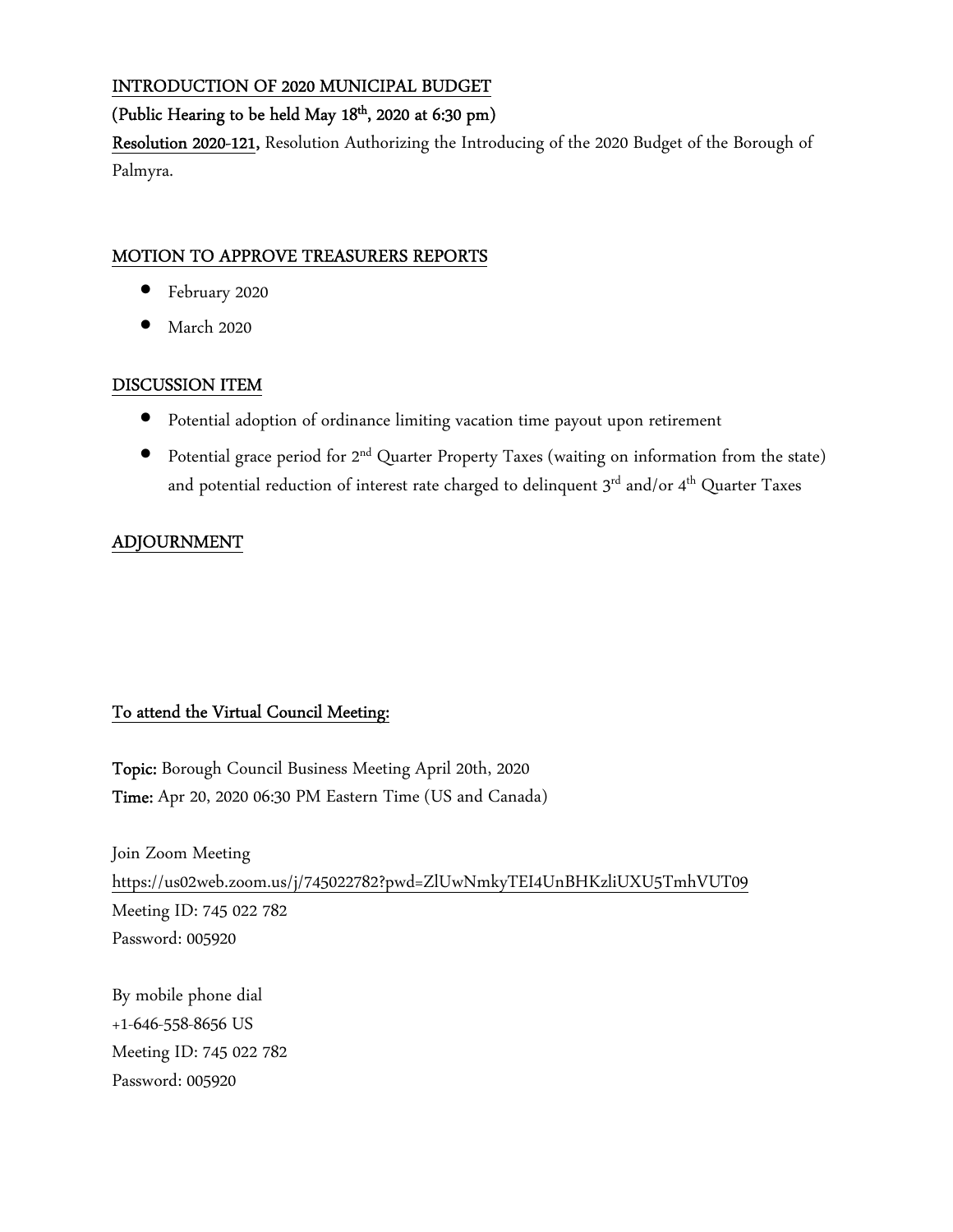INTRODUCTION OF 2020 MUNICIPAL BUDGET

**(Public Hearing to be held May 18th, 2020 at 6:30 pm)**

**Resolution 2020-121,** Resolution Authorizing the Introducing of the 2020 Budget of the Borough of Palmyra.

MOTION TO APPROVE TREASURERS REPORTS

- February 2020
- March 2020

DISCUSSION ITEM

- Potential adoption of ordinance limiting vacation time payout upon retirement
- Potential grace period for 2nd Quarter Property Taxes (waiting on information from the state) and potential reduction of interest rate charged to delinquent 3rd and/or 4th Quarter Taxes

ADJOURNMENT

**To attend the Virtual Council Meeting:**

**Topic:** Borough Council Business Meeting April 20th, 2020
**Time:** Apr 20, 2020 06:30 PM Eastern Time (US and Canada)

Join Zoom Meeting
https://us02web.zoom.us/j/745022782?pwd=ZlUwNmkyTEI4UnBHKzliUXU5TmhVUT09
Meeting ID: 745 022 782
Password: 005920

By mobile phone dial
+1-646-558-8656 US
Meeting ID: 745 022 782
Password: 005920